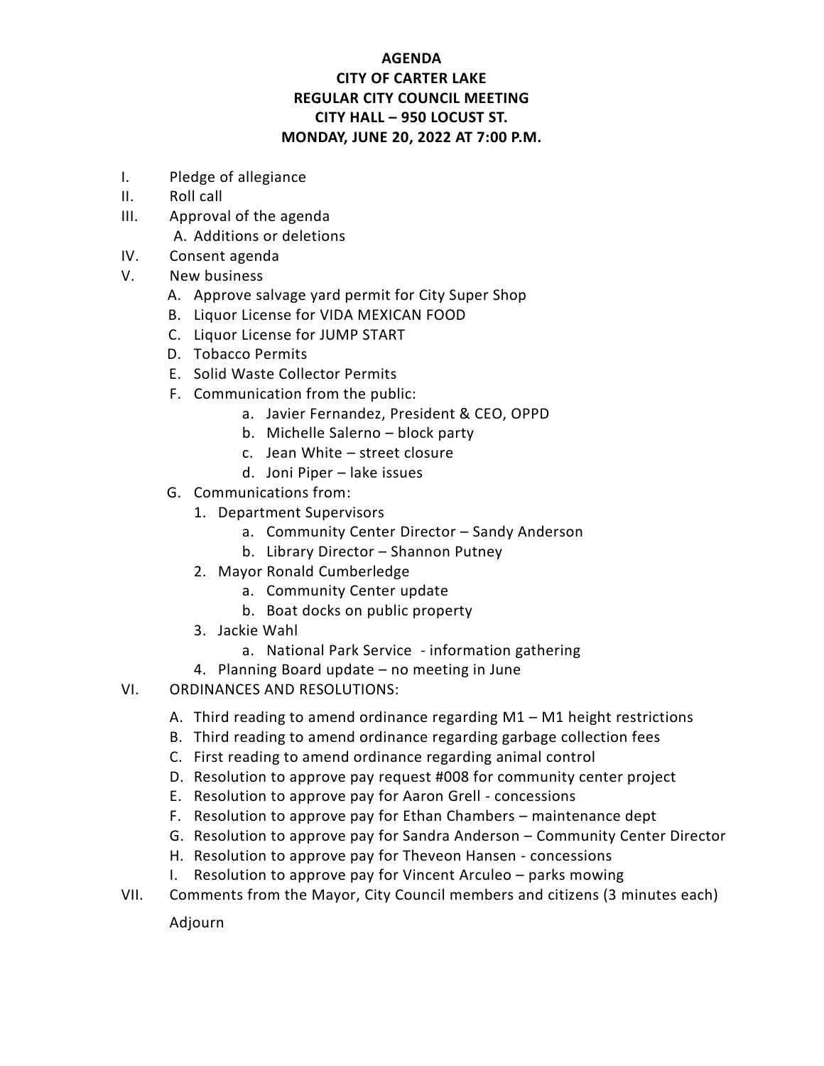**AGENDA**
**CITY OF CARTER LAKE**
**REGULAR CITY COUNCIL MEETING**
**CITY HALL – 950 LOCUST ST.**
**MONDAY, JUNE 20, 2022 AT 7:00 P.M.**

I. Pledge of allegiance

II. Roll call

III. Approval of the agenda
   - A. Additions or deletions

IV. Consent agenda

V. New business
   - A. Approve salvage yard permit for City Super Shop
   - B. Liquor License for VIDA MEXICAN FOOD
   - C. Liquor License for JUMP START
   - D. Tobacco Permits
   - E. Solid Waste Collector Permits
   - F. Communication from the public:
     - a. Javier Fernandez, President & CEO, OPPD
     - b. Michelle Salerno – block party
     - c. Jean White – street closure
     - d. Joni Piper – lake issues
   - G. Communications from:
     1. Department Supervisors
        - a. Community Center Director – Sandy Anderson
        - b. Library Director – Shannon Putney
     2. Mayor Ronald Cumberledge
        - a. Community Center update
        - b. Boat docks on public property
     3. Jackie Wahl
        - a. National Park Service - information gathering
     4. Planning Board update – no meeting in June

VI. ORDINANCES AND RESOLUTIONS:
   - A. Third reading to amend ordinance regarding M1 – M1 height restrictions
   - B. Third reading to amend ordinance regarding garbage collection fees
   - C. First reading to amend ordinance regarding animal control
   - D. Resolution to approve pay request #008 for community center project
   - E. Resolution to approve pay for Aaron Grell - concessions
   - F. Resolution to approve pay for Ethan Chambers – maintenance dept
   - G. Resolution to approve pay for Sandra Anderson – Community Center Director
   - H. Resolution to approve pay for Theveon Hansen - concessions
   - I. Resolution to approve pay for Vincent Arculeo – parks mowing

VII. Comments from the Mayor, City Council members and citizens (3 minutes each)

Adjourn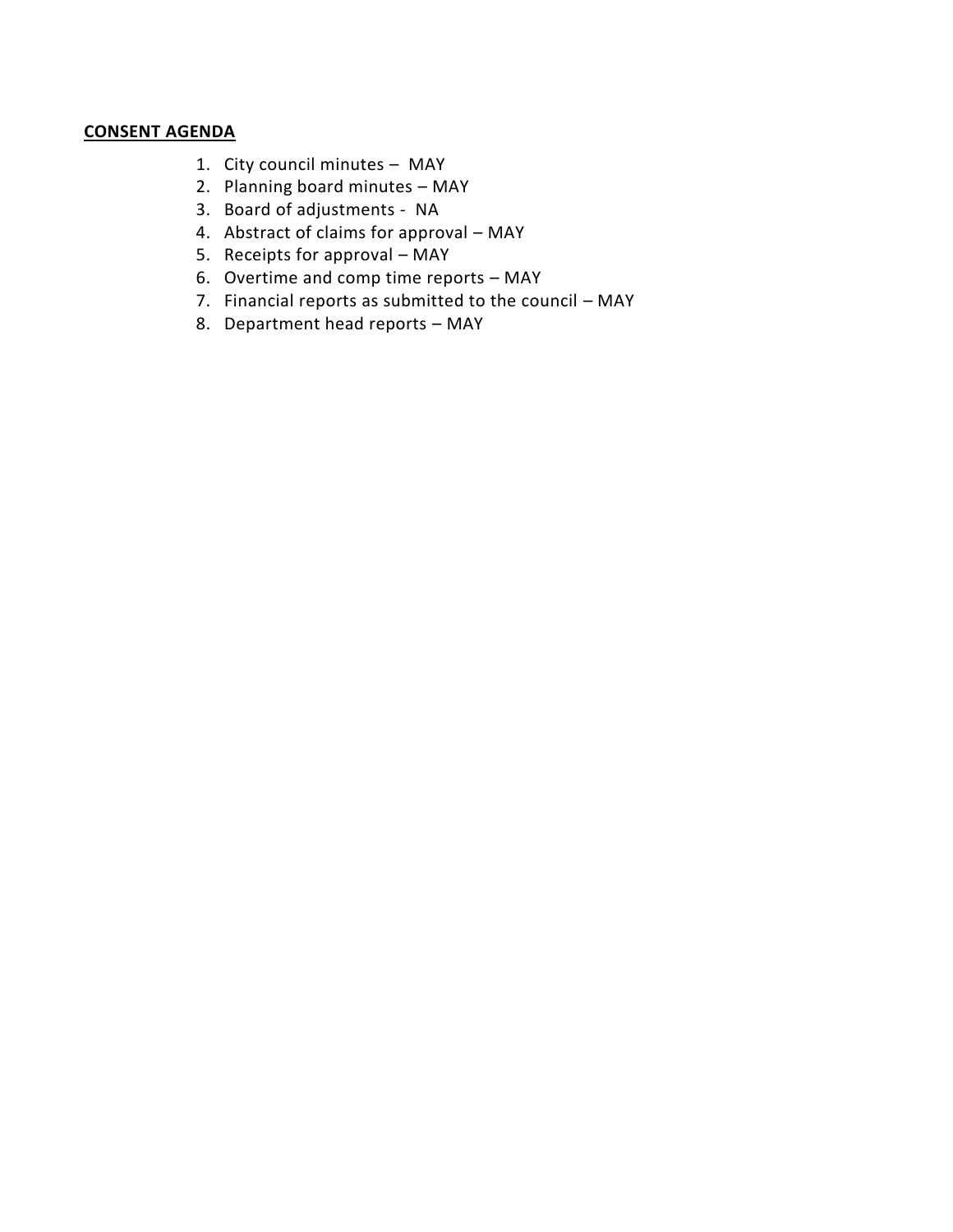**CONSENT AGENDA**

1. City council minutes – MAY
2. Planning board minutes – MAY
3. Board of adjustments - NA
4. Abstract of claims for approval – MAY
5. Receipts for approval – MAY
6. Overtime and comp time reports – MAY
7. Financial reports as submitted to the council – MAY
8. Department head reports – MAY